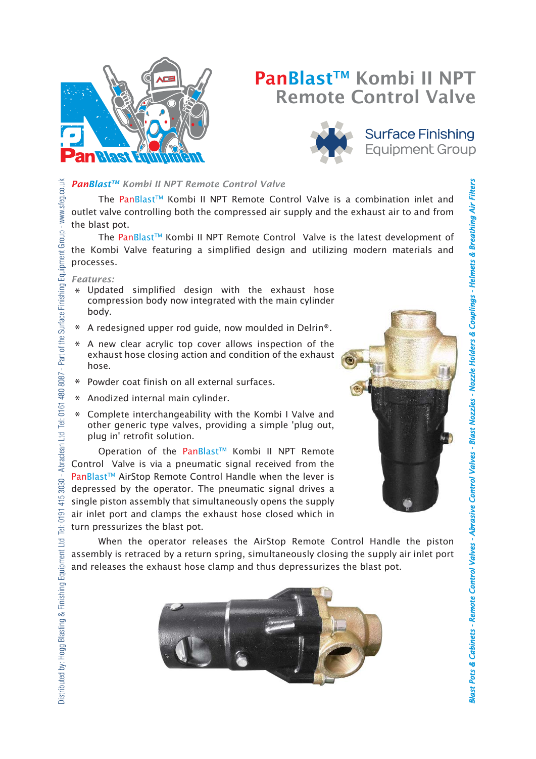# PanBlast™ Kombi II NPT Remote Control Valve

Surface Finishing Equipment Group

***PanBlast™ Kombi II NPT Remote Control Valve***

The PanBlast™ Kombi II NPT Remote Control Valve is a combination inlet and outlet valve controlling both the compressed air supply and the exhaust air to and from the blast pot.

The PanBlast™ Kombi II NPT Remote Control Valve is the latest development of the Kombi Valve featuring a simplified design and utilizing modern materials and processes.

*Features:*

* Updated simplified design with the exhaust hose compression body now integrated with the main cylinder body.
* A redesigned upper rod guide, now moulded in Delrin®.
* A new clear acrylic top cover allows inspection of the exhaust hose closing action and condition of the exhaust hose.
* Powder coat finish on all external surfaces.
* Anodized internal main cylinder.
* Complete interchangeability with the Kombi I Valve and other generic type valves, providing a simple 'plug out, plug in' retrofit solution.

Operation of the PanBlast™ Kombi II NPT Remote Control Valve is via a pneumatic signal received from the PanBlast™ AirStop Remote Control Handle when the lever is depressed by the operator. The pneumatic signal drives a single piston assembly that simultaneously opens the supply air inlet port and clamps the exhaust hose closed which in turn pressurizes the blast pot.

When the operator releases the AirStop Remote Control Handle the piston assembly is retraced by a return spring, simultaneously closing the supply air inlet port and releases the exhaust hose clamp and thus depressurizes the blast pot.

Distributed by: Hogg Blasting & Finishing Equipment Ltd Tel: 0191 415 3030 - Abraclean Ltd Tel: 0161 480 8087 - Part of the Surface Finishing Equipment Group - www.sfeg.co.uk

*Blast Pots & Cabinets - Remote Control Valves - Abrasive Control Valves - Blast Nozzles - Nozzle Holders & Couplings - Helmets & Breathing Air Filters*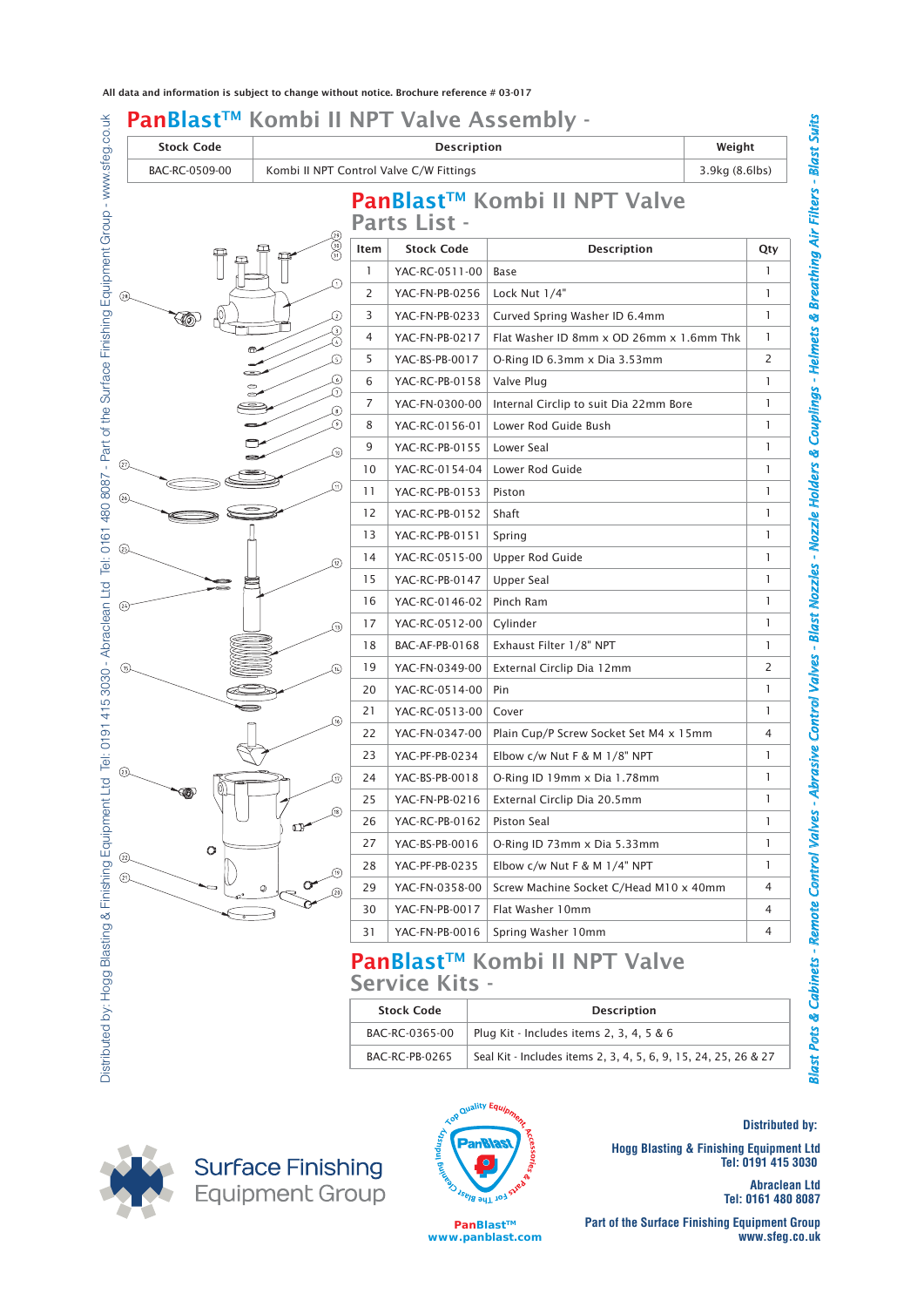All data and information is subject to change without notice. Brochure reference # 03-017

# PanBlast™ Kombi II NPT Valve Assembly -

| Stock Code | Description | Weight |
|---|---|---|
| BAC-RC-0509-00 | Kombi II NPT Control Valve C/W Fittings | 3.9kg (8.6lbs) |

## PanBlast™ Kombi II NPT Valve Parts List -

| Item | Stock Code | Description | Qty |
|---|---|---|---|
| 1 | YAC-RC-0511-00 | Base | 1 |
| 2 | YAC-FN-PB-0256 | Lock Nut 1/4" | 1 |
| 3 | YAC-FN-PB-0233 | Curved Spring Washer ID 6.4mm | 1 |
| 4 | YAC-FN-PB-0217 | Flat Washer ID 8mm x OD 26mm x 1.6mm Thk | 1 |
| 5 | YAC-BS-PB-0017 | O-Ring ID 6.3mm x Dia 3.53mm | 2 |
| 6 | YAC-RC-PB-0158 | Valve Plug | 1 |
| 7 | YAC-FN-0300-00 | Internal Circlip to suit Dia 22mm Bore | 1 |
| 8 | YAC-RC-0156-01 | Lower Rod Guide Bush | 1 |
| 9 | YAC-RC-PB-0155 | Lower Seal | 1 |
| 10 | YAC-RC-0154-04 | Lower Rod Guide | 1 |
| 11 | YAC-RC-PB-0153 | Piston | 1 |
| 12 | YAC-RC-PB-0152 | Shaft | 1 |
| 13 | YAC-RC-PB-0151 | Spring | 1 |
| 14 | YAC-RC-0515-00 | Upper Rod Guide | 1 |
| 15 | YAC-RC-PB-0147 | Upper Seal | 1 |
| 16 | YAC-RC-0146-02 | Pinch Ram | 1 |
| 17 | YAC-RC-0512-00 | Cylinder | 1 |
| 18 | BAC-AF-PB-0168 | Exhaust Filter 1/8" NPT | 1 |
| 19 | YAC-FN-0349-00 | External Circlip Dia 12mm | 2 |
| 20 | YAC-RC-0514-00 | Pin | 1 |
| 21 | YAC-RC-0513-00 | Cover | 1 |
| 22 | YAC-FN-0347-00 | Plain Cup/P Screw Socket Set M4 x 15mm | 4 |
| 23 | YAC-PF-PB-0234 | Elbow c/w Nut F & M 1/8" NPT | 1 |
| 24 | YAC-BS-PB-0018 | O-Ring ID 19mm x Dia 1.78mm | 1 |
| 25 | YAC-FN-PB-0216 | External Circlip Dia 20.5mm | 1 |
| 26 | YAC-RC-PB-0162 | Piston Seal | 1 |
| 27 | YAC-BS-PB-0016 | O-Ring ID 73mm x Dia 5.33mm | 1 |
| 28 | YAC-PF-PB-0235 | Elbow c/w Nut F & M 1/4" NPT | 1 |
| 29 | YAC-FN-0358-00 | Screw Machine Socket C/Head M10 x 40mm | 4 |
| 30 | YAC-FN-PB-0017 | Flat Washer 10mm | 4 |
| 31 | YAC-FN-PB-0016 | Spring Washer 10mm | 4 |

## PanBlast™ Kombi II NPT Valve Service Kits -

| Stock Code | Description |
|---|---|
| BAC-RC-0365-00 | Plug Kit - Includes items 2, 3, 4, 5 & 6 |
| BAC-RC-PB-0265 | Seal Kit - Includes items 2, 3, 4, 5, 6, 9, 15, 24, 25, 26 & 27 |

Distributed by: Hogg Blasting & Finishing Equipment Ltd Tel: 0191 415 3030 - Abraclean Ltd Tel: 0161 480 8087 - Part of the Surface Finishing Equipment Group - www.sfeg.co.uk

Blast Pots & Cabinets - Remote Control Valves - Abrasive Control Valves - Blast Nozzles - Nozzle Holders & Couplings - Helmets & Breathing Air Filters - Blast Suits

Surface Finishing Equipment Group

PanBlast™
www.panblast.com

Distributed by:

Hogg Blasting & Finishing Equipment Ltd
Tel: 0191 415 3030

Abraclean Ltd
Tel: 0161 480 8087

Part of the Surface Finishing Equipment Group
www.sfeg.co.uk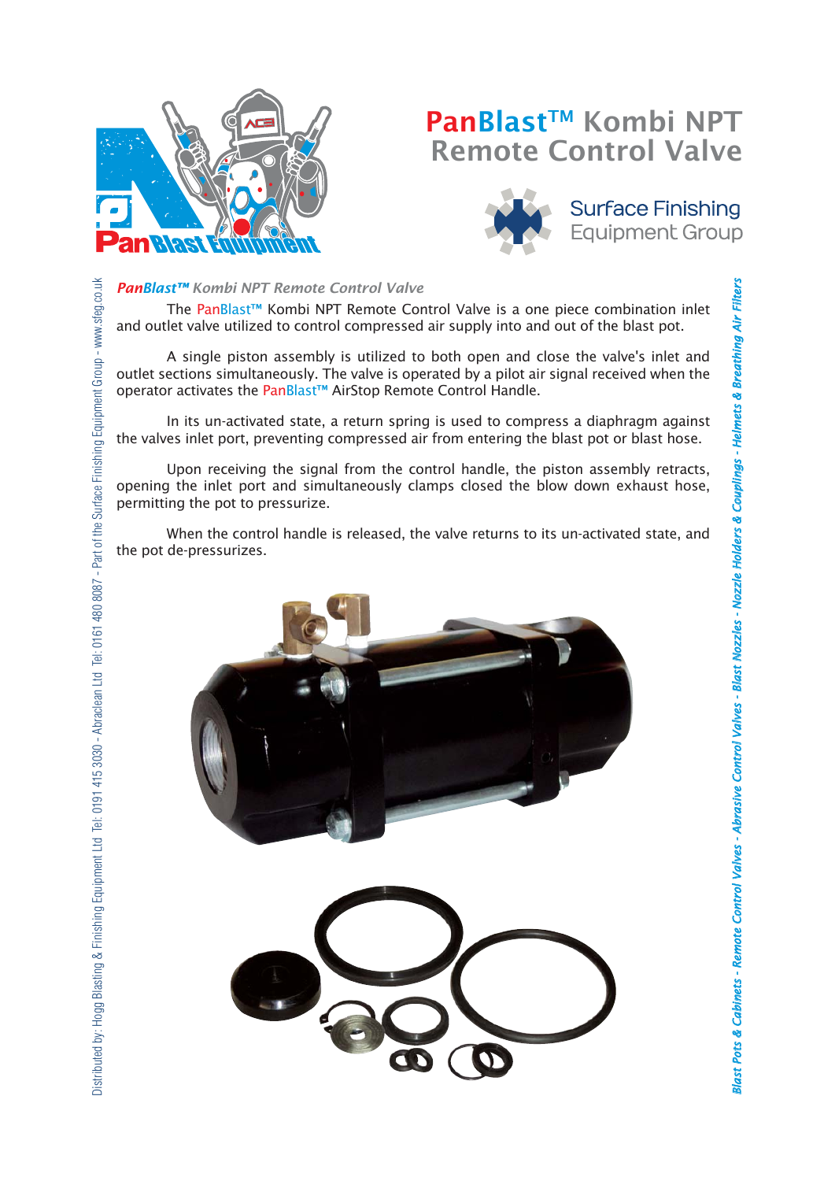# PanBlast™ Kombi NPT Remote Control Valve

*PanBlast™ Kombi NPT Remote Control Valve*

The PanBlast™ Kombi NPT Remote Control Valve is a one piece combination inlet and outlet valve utilized to control compressed air supply into and out of the blast pot.

A single piston assembly is utilized to both open and close the valve's inlet and outlet sections simultaneously. The valve is operated by a pilot air signal received when the operator activates the PanBlast™ AirStop Remote Control Handle.

In its un-activated state, a return spring is used to compress a diaphragm against the valves inlet port, preventing compressed air from entering the blast pot or blast hose.

Upon receiving the signal from the control handle, the piston assembly retracts, opening the inlet port and simultaneously clamps closed the blow down exhaust hose, permitting the pot to pressurize.

When the control handle is released, the valve returns to its un-activated state, and the pot de-pressurizes.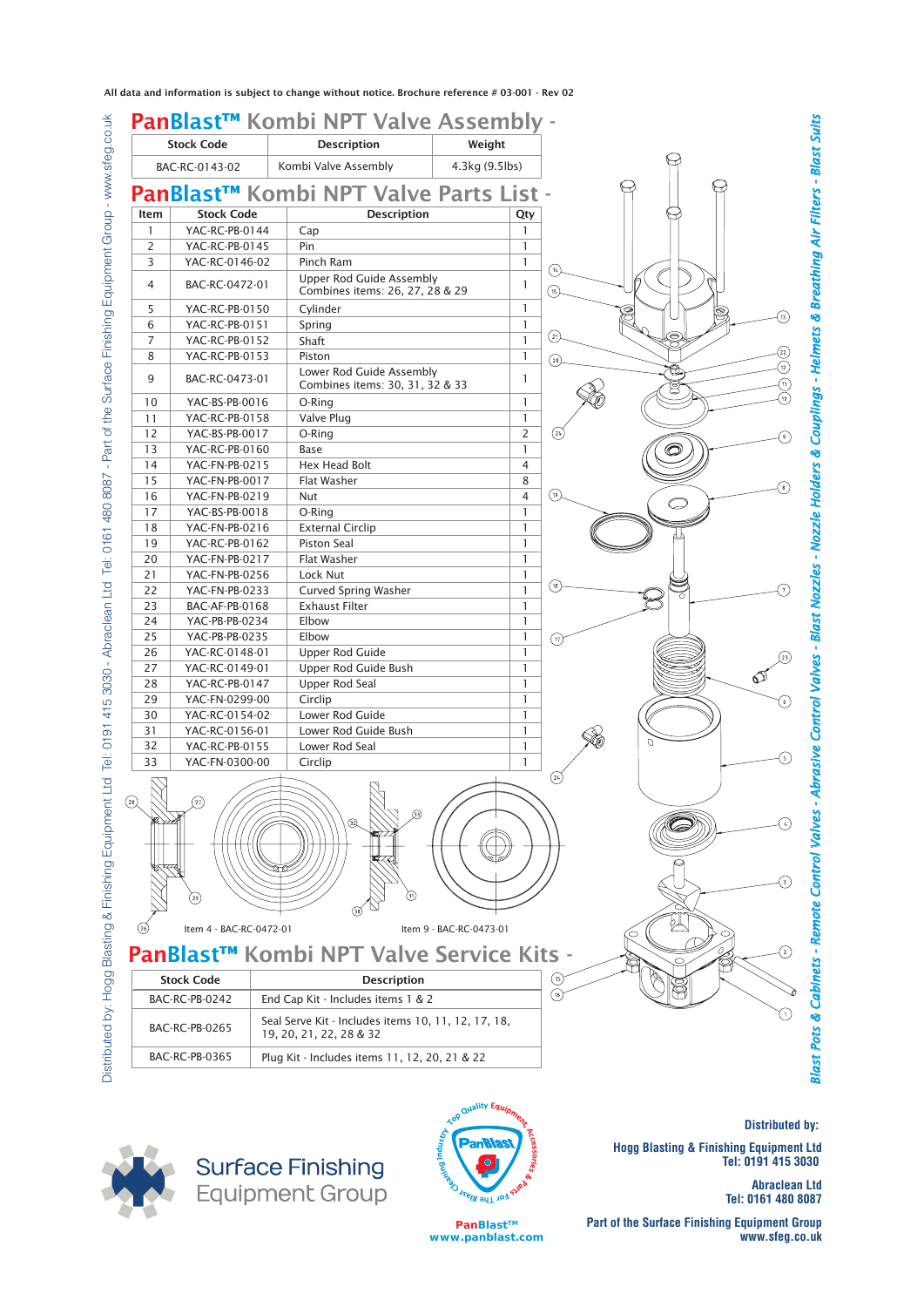All data and information is subject to change without notice. Brochure reference # 03-001 - Rev 02

# PanBlast™ Kombi NPT Valve Assembly -

| Stock Code | Description | Weight |
|---|---|---|
| BAC-RC-0143-02 | Kombi Valve Assembly | 4.3kg (9.5lbs) |

# PanBlast™ Kombi NPT Valve Parts List -

| Item | Stock Code | Description | Qty |
|---|---|---|---|
| 1 | YAC-RC-PB-0144 | Cap | 1 |
| 2 | YAC-RC-PB-0145 | Pin | 1 |
| 3 | YAC-RC-0146-02 | Pinch Ram | 1 |
| 4 | BAC-RC-0472-01 | Upper Rod Guide Assembly Combines items: 26, 27, 28 & 29 | 1 |
| 5 | YAC-RC-PB-0150 | Cylinder | 1 |
| 6 | YAC-RC-PB-0151 | Spring | 1 |
| 7 | YAC-RC-PB-0152 | Shaft | 1 |
| 8 | YAC-RC-PB-0153 | Piston | 1 |
| 9 | BAC-RC-0473-01 | Lower Rod Guide Assembly Combines items: 30, 31, 32 & 33 | 1 |
| 10 | YAC-BS-PB-0016 | O-Ring | 1 |
| 11 | YAC-RC-PB-0158 | Valve Plug | 1 |
| 12 | YAC-BS-PB-0017 | O-Ring | 2 |
| 13 | YAC-RC-PB-0160 | Base | 1 |
| 14 | YAC-FN-PB-0215 | Hex Head Bolt | 4 |
| 15 | YAC-FN-PB-0017 | Flat Washer | 8 |
| 16 | YAC-FN-PB-0219 | Nut | 4 |
| 17 | YAC-BS-PB-0018 | O-Ring | 1 |
| 18 | YAC-FN-PB-0216 | External Circlip | 1 |
| 19 | YAC-RC-PB-0162 | Piston Seal | 1 |
| 20 | YAC-FN-PB-0217 | Flat Washer | 1 |
| 21 | YAC-FN-PB-0256 | Lock Nut | 1 |
| 22 | YAC-FN-PB-0233 | Curved Spring Washer | 1 |
| 23 | BAC-AF-PB-0168 | Exhaust Filter | 1 |
| 24 | YAC-PB-PB-0234 | Elbow | 1 |
| 25 | YAC-PB-PB-0235 | Elbow | 1 |
| 26 | YAC-RC-0148-01 | Upper Rod Guide | 1 |
| 27 | YAC-RC-0149-01 | Upper Rod Guide Bush | 1 |
| 28 | YAC-RC-PB-0147 | Upper Rod Seal | 1 |
| 29 | YAC-FN-0299-00 | Circlip | 1 |
| 30 | YAC-RC-0154-02 | Lower Rod Guide | 1 |
| 31 | YAC-RC-0156-01 | Lower Rod Guide Bush | 1 |
| 32 | YAC-RC-PB-0155 | Lower Rod Seal | 1 |
| 33 | YAC-FN-0300-00 | Circlip | 1 |

Item 4 - BAC-RC-0472-01

Item 9 - BAC-RC-0473-01

# PanBlast™ Kombi NPT Valve Service Kits -

| Stock Code | Description |
|---|---|
| BAC-RC-PB-0242 | End Cap Kit - Includes items 1 & 2 |
| BAC-RC-PB-0265 | Seal Serve Kit - Includes items 10, 11, 12, 17, 18, 19, 20, 21, 22, 28 & 32 |
| BAC-RC-PB-0365 | Plug Kit - Includes items 11, 12, 20, 21 & 22 |

Surface Finishing Equipment Group

PanBlast™
www.panblast.com

**Distributed by:**

**Hogg Blasting & Finishing Equipment Ltd**
**Tel: 0191 415 3030**

**Abraclean Ltd**
**Tel: 0161 480 8087**

**Part of the Surface Finishing Equipment Group**
**www.sfeg.co.uk**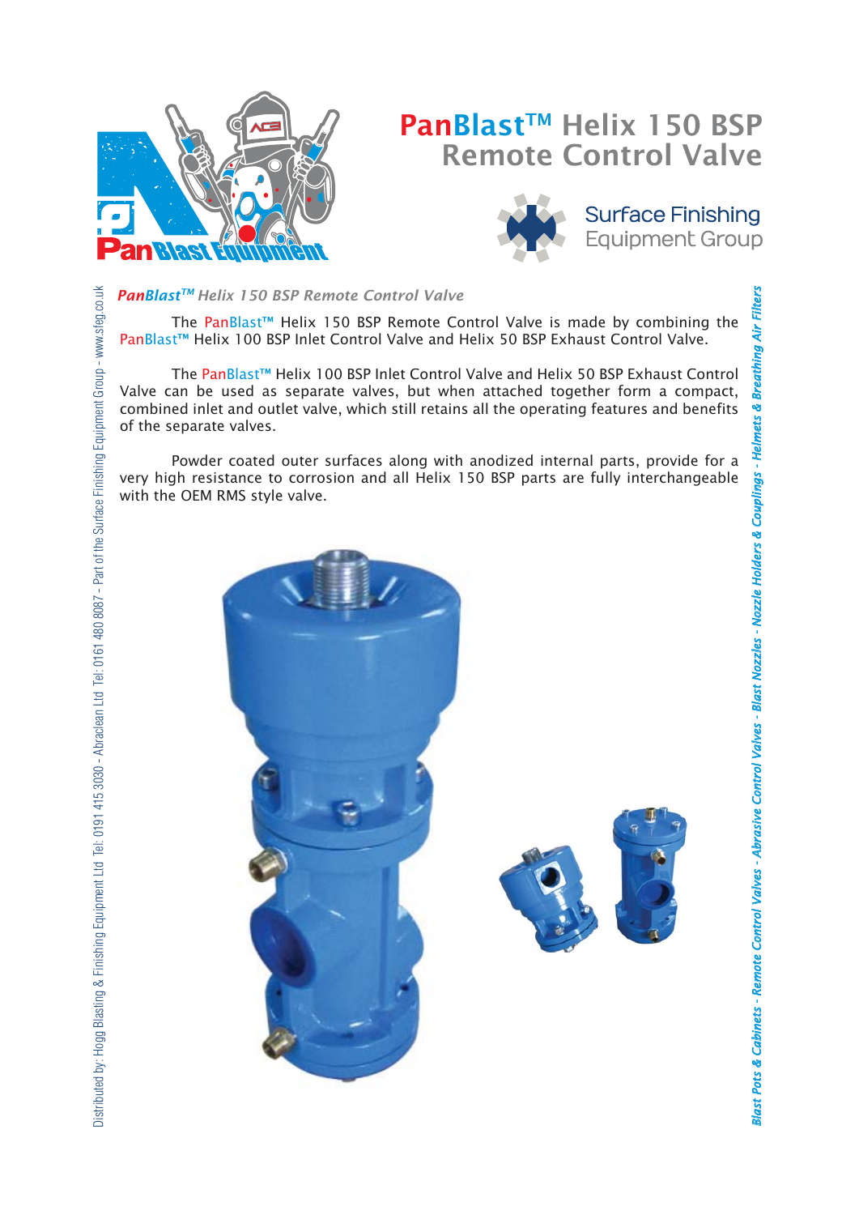# PanBlast™ Helix 150 BSP Remote Control Valve

Surface Finishing Equipment Group

***PanBlast™ Helix 150 BSP Remote Control Valve***

The PanBlast™ Helix 150 BSP Remote Control Valve is made by combining the PanBlast™ Helix 100 BSP Inlet Control Valve and Helix 50 BSP Exhaust Control Valve.

The PanBlast™ Helix 100 BSP Inlet Control Valve and Helix 50 BSP Exhaust Control Valve can be used as separate valves, but when attached together form a compact, combined inlet and outlet valve, which still retains all the operating features and benefits of the separate valves.

Powder coated outer surfaces along with anodized internal parts, provide for a very high resistance to corrosion and all Helix 150 BSP parts are fully interchangeable with the OEM RMS style valve.

Distributed by: Hogg Blasting & Finishing Equipment Ltd Tel: 0191 415 3030 - Abraclean Ltd Tel: 0161 480 8087 - Part of the Surface Finishing Equipment Group - www.sfeg.co.uk

*Blast Pots & Cabinets - Remote Control Valves - Abrasive Control Valves - Blast Nozzles - Nozzle Holders & Couplings - Helmets & Breathing Air Filters*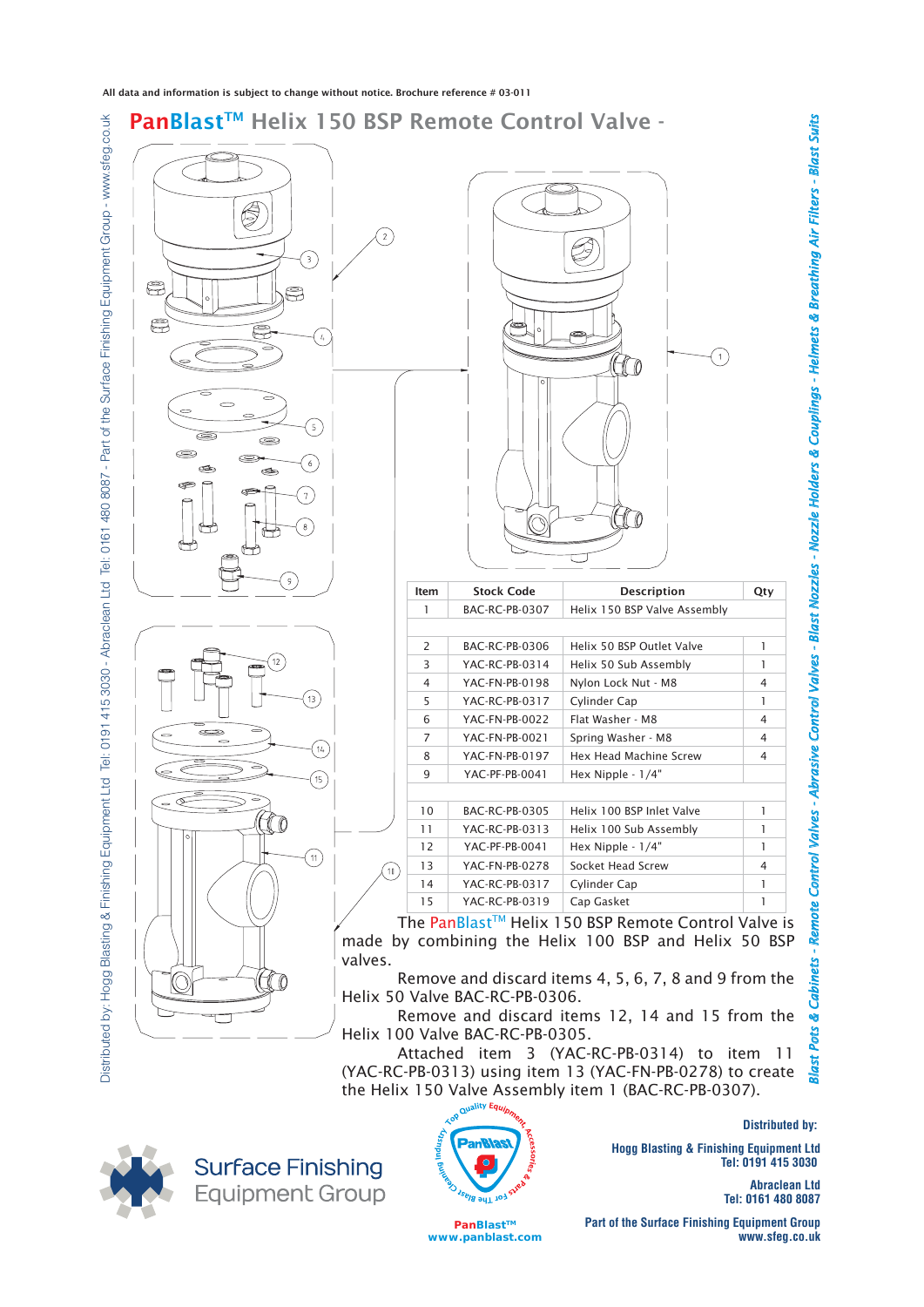All data and information is subject to change without notice. Brochure reference # 03-011

# PanBlast™ Helix 150 BSP Remote Control Valve -

| Item | Stock Code | Description | Qty |
|---|---|---|---|
| 1 | BAC-RC-PB-0307 | Helix 150 BSP Valve Assembly | |
| | | | |
| 2 | BAC-RC-PB-0306 | Helix 50 BSP Outlet Valve | 1 |
| 3 | YAC-RC-PB-0314 | Helix 50 Sub Assembly | 1 |
| 4 | YAC-FN-PB-0198 | Nylon Lock Nut - M8 | 4 |
| 5 | YAC-RC-PB-0317 | Cylinder Cap | 1 |
| 6 | YAC-FN-PB-0022 | Flat Washer - M8 | 4 |
| 7 | YAC-FN-PB-0021 | Spring Washer - M8 | 4 |
| 8 | YAC-FN-PB-0197 | Hex Head Machine Screw | 4 |
| 9 | YAC-PF-PB-0041 | Hex Nipple - 1/4" | |
| | | | |
| 10 | BAC-RC-PB-0305 | Helix 100 BSP Inlet Valve | 1 |
| 11 | YAC-RC-PB-0313 | Helix 100 Sub Assembly | 1 |
| 12 | YAC-PF-PB-0041 | Hex Nipple - 1/4" | 1 |
| 13 | YAC-FN-PB-0278 | Socket Head Screw | 4 |
| 14 | YAC-RC-PB-0317 | Cylinder Cap | 1 |
| 15 | YAC-RC-PB-0319 | Cap Gasket | 1 |

The PanBlast™ Helix 150 BSP Remote Control Valve is made by combining the Helix 100 BSP and Helix 50 BSP valves.

Remove and discard items 4, 5, 6, 7, 8 and 9 from the Helix 50 Valve BAC-RC-PB-0306.

Remove and discard items 12, 14 and 15 from the Helix 100 Valve BAC-RC-PB-0305.

Attached item 3 (YAC-RC-PB-0314) to item 11 (YAC-RC-PB-0313) using item 13 (YAC-FN-PB-0278) to create the Helix 150 Valve Assembly item 1 (BAC-RC-PB-0307).

Distributed by: Hogg Blasting & Finishing Equipment Ltd Tel: 0191 415 3030 - Abraclean Ltd Tel: 0161 480 8087 - Part of the Surface Finishing Equipment Group - www.sfeg.co.uk

Blast Pots & Cabinets - Remote Control Valves - Abrasive Control Valves - Blast Nozzles - Nozzle Holders & Couplings - Helmets & Breathing Air Filters - Blast Suits

Surface Finishing Equipment Group

PanBlast™
www.panblast.com

**Distributed by:**

**Hogg Blasting & Finishing Equipment Ltd**
**Tel: 0191 415 3030**

**Abraclean Ltd**
**Tel: 0161 480 8087**

**Part of the Surface Finishing Equipment Group**
**www.sfeg.co.uk**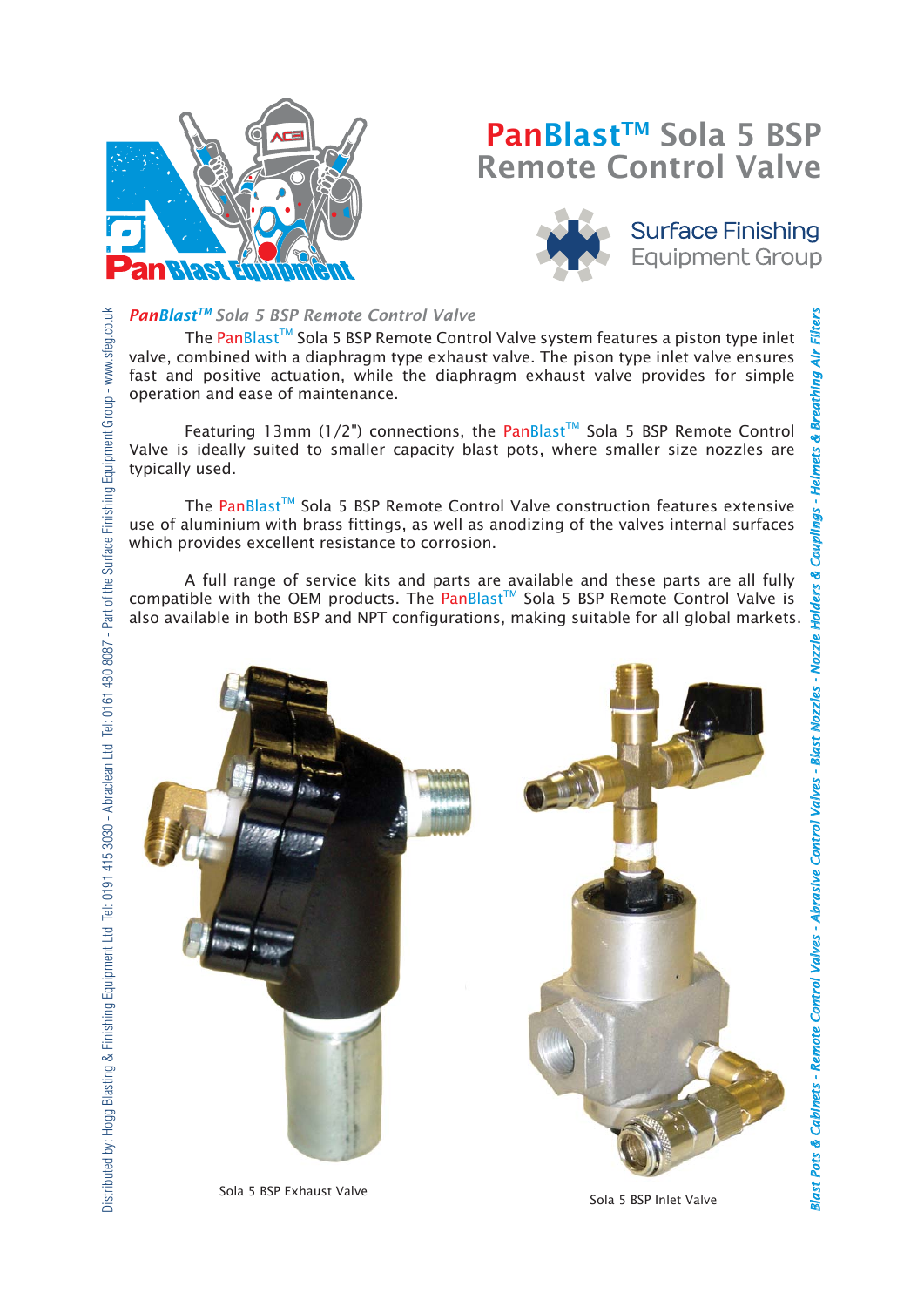# PanBlast™ Sola 5 BSP Remote Control Valve

Surface Finishing Equipment Group

***PanBlast™ Sola 5 BSP Remote Control Valve***

The PanBlast™ Sola 5 BSP Remote Control Valve system features a piston type inlet valve, combined with a diaphragm type exhaust valve. The pison type inlet valve ensures fast and positive actuation, while the diaphragm exhaust valve provides for simple operation and ease of maintenance.

Featuring 13mm (1/2") connections, the PanBlast™ Sola 5 BSP Remote Control Valve is ideally suited to smaller capacity blast pots, where smaller size nozzles are typically used.

The PanBlast™ Sola 5 BSP Remote Control Valve construction features extensive use of aluminium with brass fittings, as well as anodizing of the valves internal surfaces which provides excellent resistance to corrosion.

A full range of service kits and parts are available and these parts are all fully compatible with the OEM products. The PanBlast™ Sola 5 BSP Remote Control Valve is also available in both BSP and NPT configurations, making suitable for all global markets.

Sola 5 BSP Exhaust Valve

Sola 5 BSP Inlet Valve

Distributed by: Hogg Blasting & Finishing Equipment Ltd Tel: 0191 415 3030 - Abraclean Ltd Tel: 0161 480 8087 - Part of the Surface Finishing Equipment Group - www.sfeg.co.uk

*Blast Pots & Cabinets - Remote Control Valves - Abrasive Control Valves - Blast Nozzles - Nozzle Holders & Couplings - Helmets & Breathing Air Filters*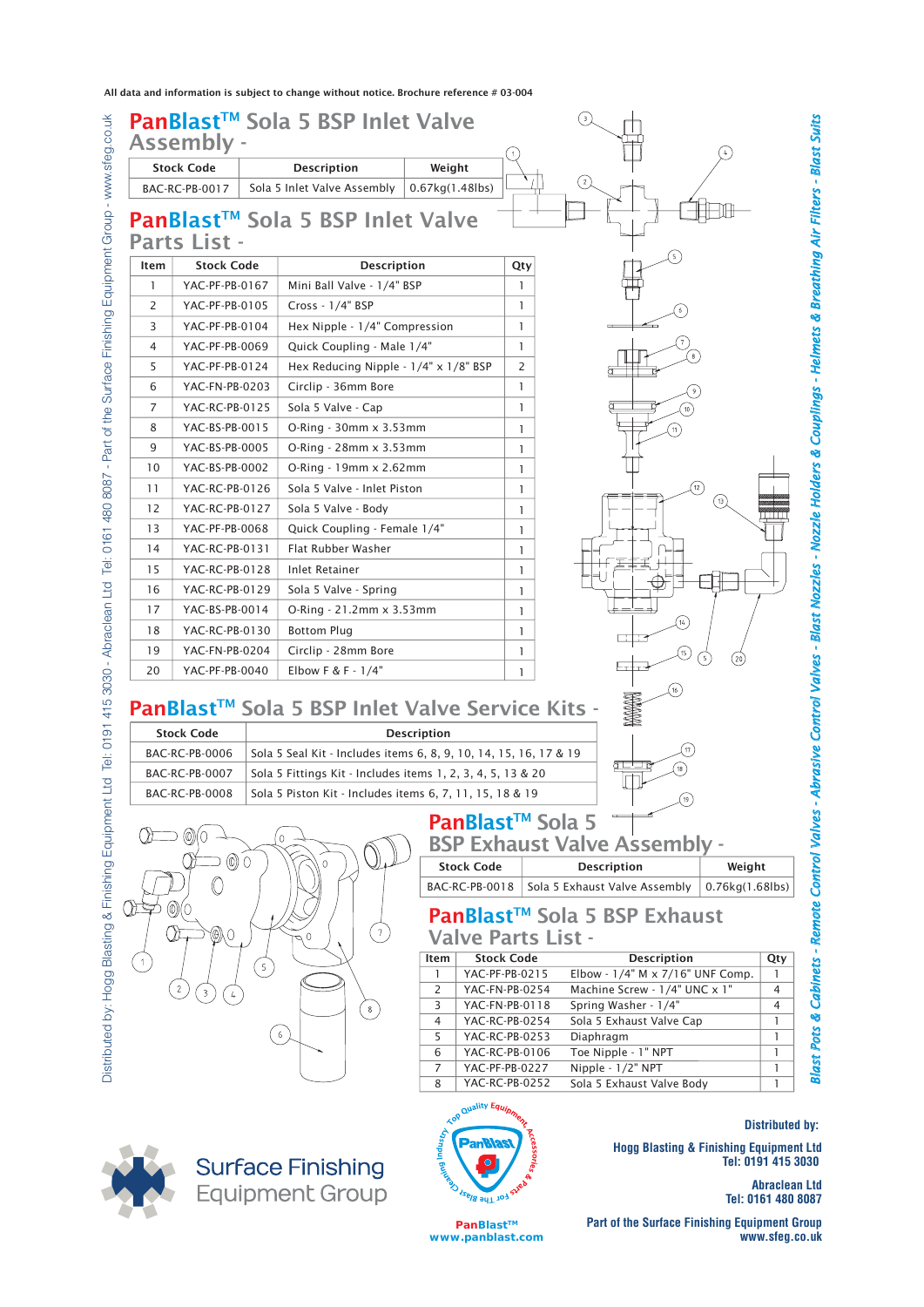All data and information is subject to change without notice. Brochure reference # 03-004

## PanBlast™ Sola 5 BSP Inlet Valve Assembly -

| Stock Code | Description | Weight |
|---|---|---|
| BAC-RC-PB-0017 | Sola 5 Inlet Valve Assembly | 0.67kg(1.48lbs) |

## PanBlast™ Sola 5 BSP Inlet Valve Parts List -

| Item | Stock Code | Description | Qty |
|---|---|---|---|
| 1 | YAC-PF-PB-0167 | Mini Ball Valve - 1/4" BSP | 1 |
| 2 | YAC-PF-PB-0105 | Cross - 1/4" BSP | 1 |
| 3 | YAC-PF-PB-0104 | Hex Nipple - 1/4" Compression | 1 |
| 4 | YAC-PF-PB-0069 | Quick Coupling - Male 1/4" | 1 |
| 5 | YAC-PF-PB-0124 | Hex Reducing Nipple - 1/4" x 1/8" BSP | 2 |
| 6 | YAC-FN-PB-0203 | Circlip - 36mm Bore | 1 |
| 7 | YAC-RC-PB-0125 | Sola 5 Valve - Cap | 1 |
| 8 | YAC-BS-PB-0015 | O-Ring - 30mm x 3.53mm | 1 |
| 9 | YAC-BS-PB-0005 | O-Ring - 28mm x 3.53mm | 1 |
| 10 | YAC-BS-PB-0002 | O-Ring - 19mm x 2.62mm | 1 |
| 11 | YAC-RC-PB-0126 | Sola 5 Valve - Inlet Piston | 1 |
| 12 | YAC-RC-PB-0127 | Sola 5 Valve - Body | 1 |
| 13 | YAC-PF-PB-0068 | Quick Coupling - Female 1/4" | 1 |
| 14 | YAC-RC-PB-0131 | Flat Rubber Washer | 1 |
| 15 | YAC-RC-PB-0128 | Inlet Retainer | 1 |
| 16 | YAC-RC-PB-0129 | Sola 5 Valve - Spring | 1 |
| 17 | YAC-BS-PB-0014 | O-Ring - 21.2mm x 3.53mm | 1 |
| 18 | YAC-RC-PB-0130 | Bottom Plug | 1 |
| 19 | YAC-FN-PB-0204 | Circlip - 28mm Bore | 1 |
| 20 | YAC-PF-PB-0040 | Elbow F & F - 1/4" | 1 |

## PanBlast™ Sola 5 BSP Inlet Valve Service Kits -

| Stock Code | Description |
|---|---|
| BAC-RC-PB-0006 | Sola 5 Seal Kit - Includes items 6, 8, 9, 10, 14, 15, 16, 17 & 19 |
| BAC-RC-PB-0007 | Sola 5 Fittings Kit - Includes items 1, 2, 3, 4, 5, 13 & 20 |
| BAC-RC-PB-0008 | Sola 5 Piston Kit - Includes items 6, 7, 11, 15, 18 & 19 |

## PanBlast™ Sola 5 BSP Exhaust Valve Assembly -

| Stock Code | Description | Weight |
|---|---|---|
| BAC-RC-PB-0018 | Sola 5 Exhaust Valve Assembly | 0.76kg(1.68lbs) |

## PanBlast™ Sola 5 BSP Exhaust Valve Parts List -

| Item | Stock Code | Description | Qty |
|---|---|---|---|
| 1 | YAC-PF-PB-0215 | Elbow - 1/4" M x 7/16" UNF Comp. | 1 |
| 2 | YAC-FN-PB-0254 | Machine Screw - 1/4" UNC x 1" | 4 |
| 3 | YAC-FN-PB-0253 | Spring Washer - 1/4" | 4 |
| 4 | YAC-RC-PB-0254 | Sola 5 Exhaust Valve Cap | 1 |
| 5 | YAC-RC-PB-0253 | Diaphragm | 1 |
| 6 | YAC-RC-PB-0106 | Toe Nipple - 1" NPT | 1 |
| 7 | YAC-PF-PB-0227 | Nipple - 1/2" NPT | 1 |
| 8 | YAC-RC-PB-0252 | Sola 5 Exhaust Valve Body | 1 |

Distributed by: Hogg Blasting & Finishing Equipment Ltd Tel: 0191 415 3030 - Abraclean Ltd Tel: 0161 480 8087 - Part of the Surface Finishing Equipment Group - www.sfeg.co.uk

Blast Pots & Cabinets - Remote Control Valves - Abrasive Control Valves - Blast Nozzles - Nozzle Holders & Couplings - Helmets & Breathing Air Filters - Blast Suits

Surface Finishing Equipment Group

PanBlast™
www.panblast.com

**Distributed by:**

**Hogg Blasting & Finishing Equipment Ltd**
**Tel: 0191 415 3030**

**Abraclean Ltd**
**Tel: 0161 480 8087**

**Part of the Surface Finishing Equipment Group**
**www.sfeg.co.uk**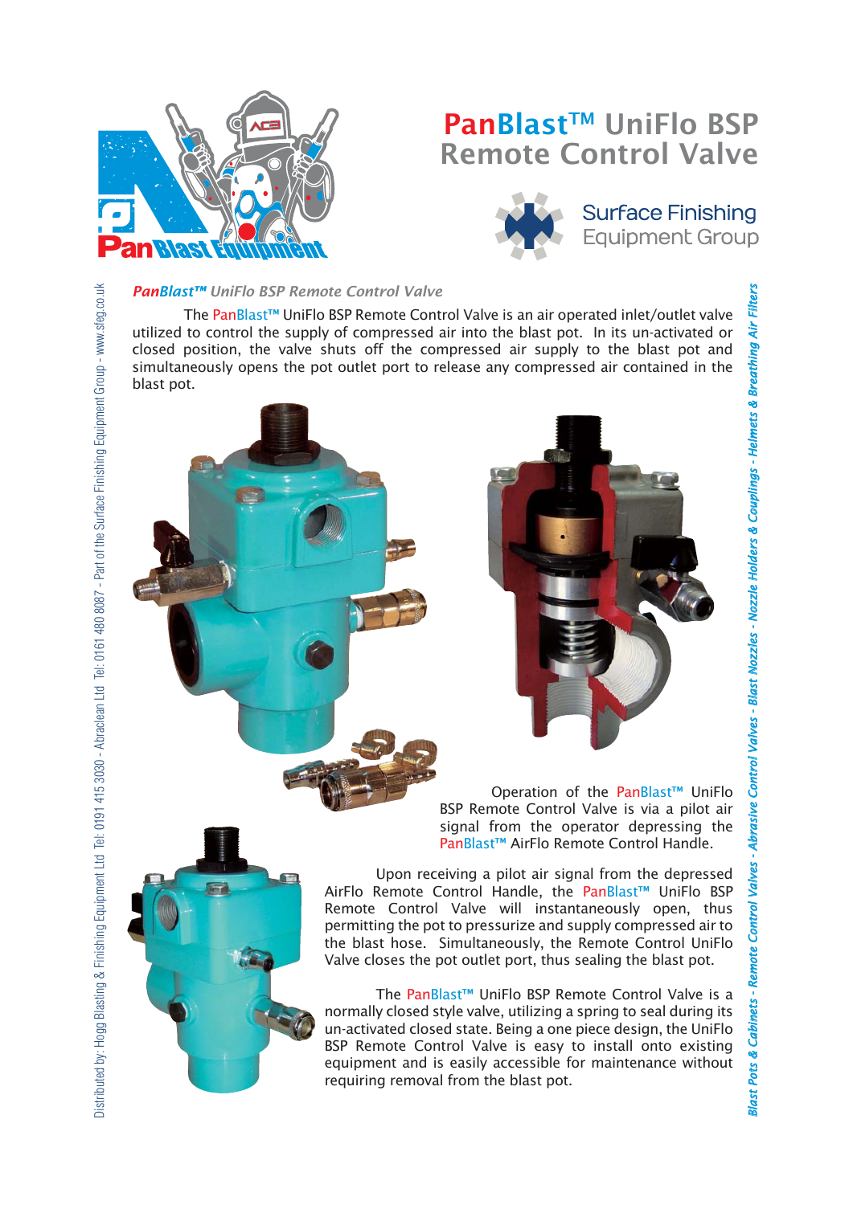# PanBlast™ UniFlo BSP Remote Control Valve

Surface Finishing Equipment Group

*PanBlast™ UniFlo BSP Remote Control Valve*

The PanBlast™ UniFlo BSP Remote Control Valve is an air operated inlet/outlet valve utilized to control the supply of compressed air into the blast pot. In its un-activated or closed position, the valve shuts off the compressed air supply to the blast pot and simultaneously opens the pot outlet port to release any compressed air contained in the blast pot.

Operation of the PanBlast™ UniFlo BSP Remote Control Valve is via a pilot air signal from the operator depressing the PanBlast™ AirFlo Remote Control Handle.

Upon receiving a pilot air signal from the depressed AirFlo Remote Control Handle, the PanBlast™ UniFlo BSP Remote Control Valve will instantaneously open, thus permitting the pot to pressurize and supply compressed air to the blast hose. Simultaneously, the Remote Control UniFlo Valve closes the pot outlet port, thus sealing the blast pot.

The PanBlast™ UniFlo BSP Remote Control Valve is a normally closed style valve, utilizing a spring to seal during its un-activated closed state. Being a one piece design, the UniFlo BSP Remote Control Valve is easy to install onto existing equipment and is easily accessible for maintenance without requiring removal from the blast pot.

Distributed by: Hogg Blasting & Finishing Equipment Ltd Tel: 0191 415 3030 - Abraclean Ltd Tel: 0161 480 8087 - Part of the Surface Finishing Equipment Group - www.sfeg.co.uk

*Blast Pots & Cabinets - Remote Control Valves - Abrasive Control Valves - Blast Nozzles - Nozzle Holders & Couplings - Helmets & Breathing Air Filters*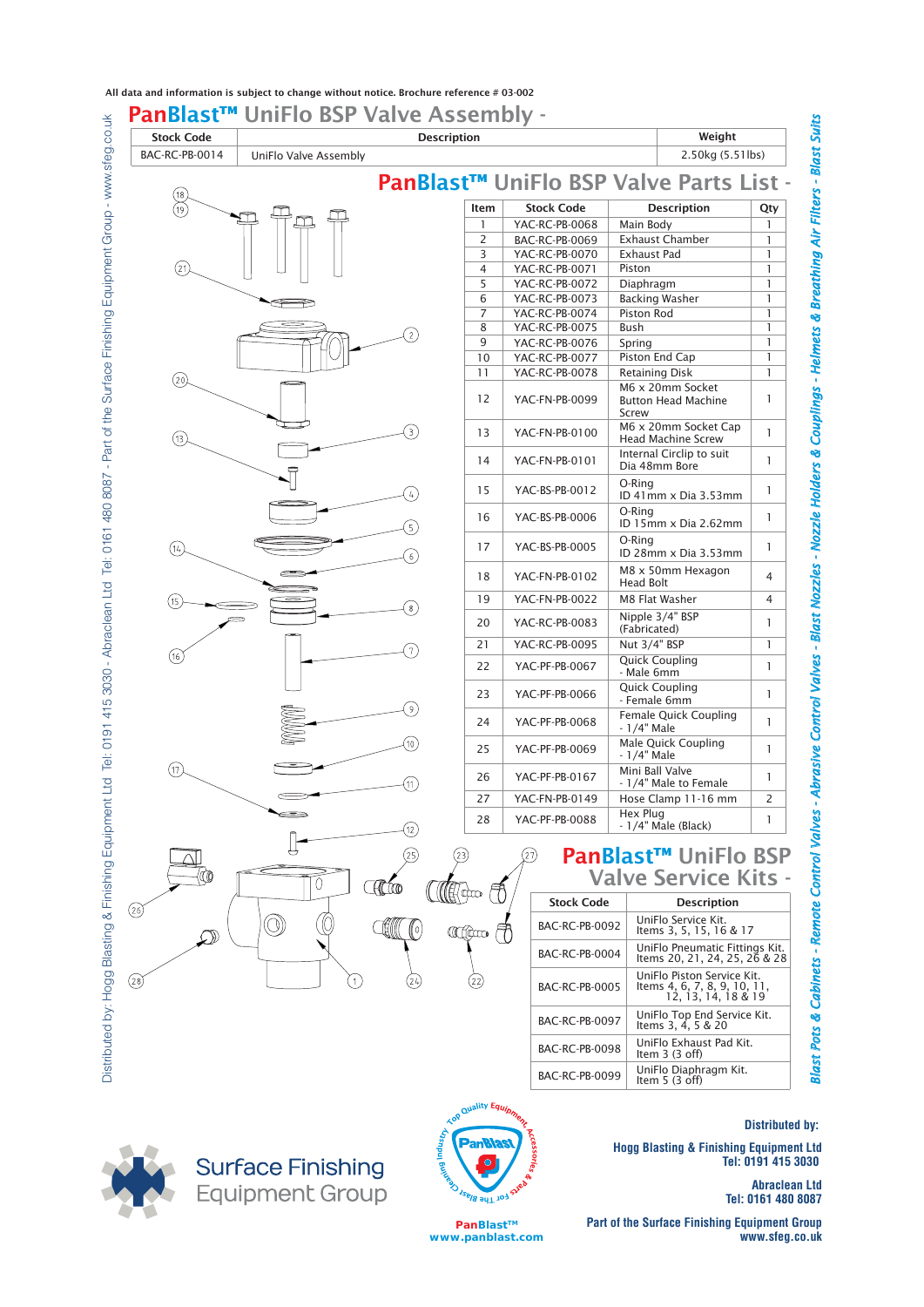All data and information is subject to change without notice. Brochure reference # 03-002

# PanBlast™ UniFlo BSP Valve Assembly -

| Stock Code | Description | Weight |
|---|---|---|
| BAC-RC-PB-0014 | UniFlo Valve Assembly | 2.50kg (5.51lbs) |

## PanBlast™ UniFlo BSP Valve Parts List -

| Item | Stock Code | Description | Qty |
|---|---|---|---|
| 1 | YAC-RC-PB-0068 | Main Body | 1 |
| 2 | BAC-RC-PB-0069 | Exhaust Chamber | 1 |
| 3 | YAC-RC-PB-0070 | Exhaust Pad | 1 |
| 4 | YAC-RC-PB-0071 | Piston | 1 |
| 5 | YAC-RC-PB-0072 | Diaphragm | 1 |
| 6 | YAC-RC-PB-0073 | Backing Washer | 1 |
| 7 | YAC-RC-PB-0074 | Piston Rod | 1 |
| 8 | YAC-RC-PB-0075 | Bush | 1 |
| 9 | YAC-RC-PB-0076 | Spring | 1 |
| 10 | YAC-RC-PB-0077 | Piston End Cap | 1 |
| 11 | YAC-RC-PB-0078 | Retaining Disk | 1 |
| 12 | YAC-FN-PB-0099 | M6 x 20mm Socket Button Head Machine Screw | 1 |
| 13 | YAC-FN-PB-0100 | M6 x 20mm Socket Cap Head Machine Screw | 1 |
| 14 | YAC-FN-PB-0101 | Internal Circlip to suit Dia 48mm Bore | 1 |
| 15 | YAC-BS-PB-0012 | O-Ring ID 41mm x Dia 3.53mm | 1 |
| 16 | YAC-BS-PB-0006 | O-Ring ID 15mm x Dia 2.62mm | 1 |
| 17 | YAC-BS-PB-0005 | O-Ring ID 28mm x Dia 3.53mm | 1 |
| 18 | YAC-FN-PB-0102 | M8 x 50mm Hexagon Head Bolt | 4 |
| 19 | YAC-FN-PB-0022 | M8 Flat Washer | 4 |
| 20 | YAC-RC-PB-0083 | Nipple 3/4" BSP (Fabricated) | 1 |
| 21 | YAC-RC-PB-0095 | Nut 3/4" BSP | 1 |
| 22 | YAC-PF-PB-0067 | Quick Coupling - Male 6mm | 1 |
| 23 | YAC-PF-PB-0066 | Quick Coupling - Female 6mm | 1 |
| 24 | YAC-PF-PB-0068 | Female Quick Coupling - 1/4" Male | 1 |
| 25 | YAC-PF-PB-0069 | Male Quick Coupling - 1/4" Male | 1 |
| 26 | YAC-PF-PB-0167 | Mini Ball Valve - 1/4" Male to Female | 1 |
| 27 | YAC-FN-PB-0149 | Hose Clamp 11-16 mm | 2 |
| 28 | YAC-PF-PB-0088 | Hex Plug - 1/4" Male (Black) | 1 |

## PanBlast™ UniFlo BSP Valve Service Kits -

| Stock Code | Description |
|---|---|
| BAC-RC-PB-0092 | UniFlo Service Kit. Items 3, 5, 15, 16 & 17 |
| BAC-RC-PB-0004 | UniFlo Pneumatic Fittings Kit. Items 20, 21, 24, 25, 26 & 28 |
| BAC-RC-PB-0005 | UniFlo Piston Service Kit. Items 4, 6, 7, 8, 9, 10, 11, 12, 13, 14, 18 & 19 |
| BAC-RC-PB-0097 | UniFlo Top End Service Kit. Items 3, 4, 5 & 20 |
| BAC-RC-PB-0098 | UniFlo Exhaust Pad Kit. Item 3 (3 off) |
| BAC-RC-PB-0099 | UniFlo Diaphragm Kit. Item 5 (3 off) |

18
19
21
2
20
3
13
4
5
14
6
15
8
16
7
9
10
17
11
12
25
23
27
26
28
1
24
22

Distributed by: Hogg Blasting & Finishing Equipment Ltd Tel: 0191 415 3030 - Abraclean Ltd Tel: 0161 480 8087 - Part of the Surface Finishing Equipment Group - www.sfeg.co.uk

Blast Pots & Cabinets - Remote Control Valves - Abrasive Control Valves - Blast Nozzles - Nozzle Holders & Couplings - Helmets & Breathing Air Filters - Blast Suits

Surface Finishing Equipment Group

Top Quality Equipment, Accessories & Parts For The Blast Cleaning Industry

PanBlast™
www.panblast.com

**Distributed by:**

**Hogg Blasting & Finishing Equipment Ltd**
**Tel: 0191 415 3030**

**Abraclean Ltd**
**Tel: 0161 480 8087**

**Part of the Surface Finishing Equipment Group**
**www.sfeg.co.uk**